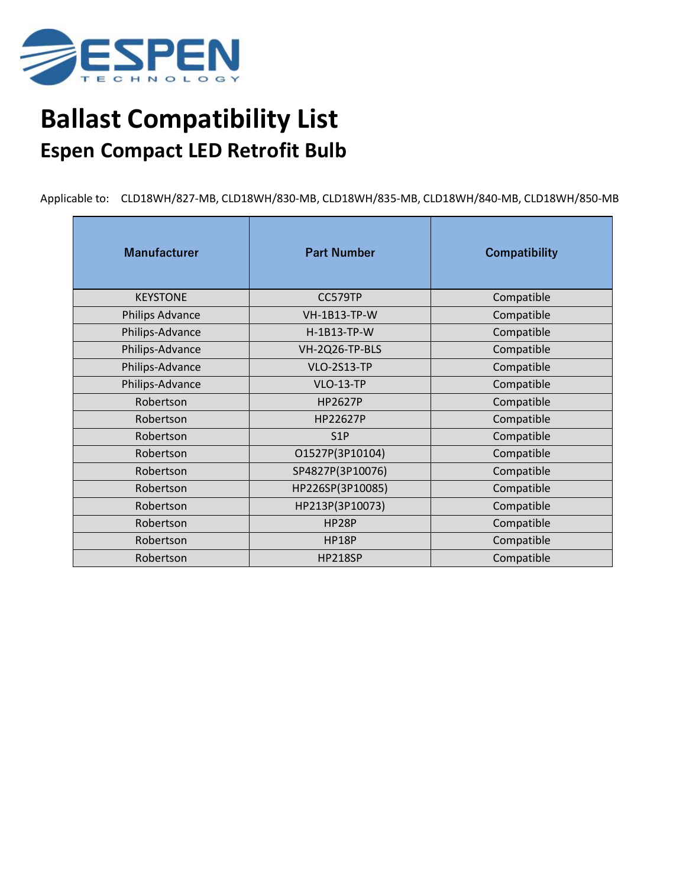ESPEN TECHNOLOGY

# Ballast Compatibility List

## Espen Compact LED Retrofit Bulb

Applicable to: CLD18WH/827-MB, CLD18WH/830-MB, CLD18WH/835-MB, CLD18WH/840-MB, CLD18WH/850-MB

| Manufacturer | Part Number | Compatibility |
|---|---|---|
| KEYSTONE | CC579TP | Compatible |
| Philips Advance | VH-1B13-TP-W | Compatible |
| Philips-Advance | H-1B13-TP-W | Compatible |
| Philips-Advance | VH-2Q26-TP-BLS | Compatible |
| Philips-Advance | VLO-2S13-TP | Compatible |
| Philips-Advance | VLO-13-TP | Compatible |
| Robertson | HP2627P | Compatible |
| Robertson | HP22627P | Compatible |
| Robertson | S1P | Compatible |
| Robertson | O1527P(3P10104) | Compatible |
| Robertson | SP4827P(3P10076) | Compatible |
| Robertson | HP226SP(3P10085) | Compatible |
| Robertson | HP213P(3P10073) | Compatible |
| Robertson | HP28P | Compatible |
| Robertson | HP18P | Compatible |
| Robertson | HP218SP | Compatible |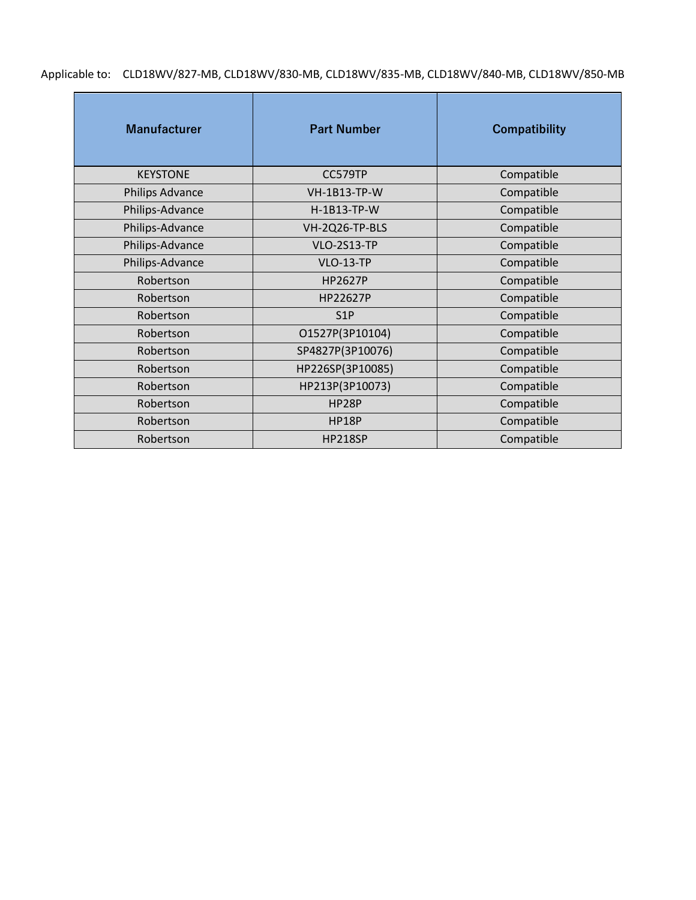Applicable to: CLD18WV/827-MB, CLD18WV/830-MB, CLD18WV/835-MB, CLD18WV/840-MB, CLD18WV/850-MB

| Manufacturer | Part Number | Compatibility |
|---|---|---|
| KEYSTONE | CC579TP | Compatible |
| Philips Advance | VH-1B13-TP-W | Compatible |
| Philips-Advance | H-1B13-TP-W | Compatible |
| Philips-Advance | VH-2Q26-TP-BLS | Compatible |
| Philips-Advance | VLO-2S13-TP | Compatible |
| Philips-Advance | VLO-13-TP | Compatible |
| Robertson | HP2627P | Compatible |
| Robertson | HP22627P | Compatible |
| Robertson | S1P | Compatible |
| Robertson | O1527P(3P10104) | Compatible |
| Robertson | SP4827P(3P10076) | Compatible |
| Robertson | HP226SP(3P10085) | Compatible |
| Robertson | HP213P(3P10073) | Compatible |
| Robertson | HP28P | Compatible |
| Robertson | HP18P | Compatible |
| Robertson | HP218SP | Compatible |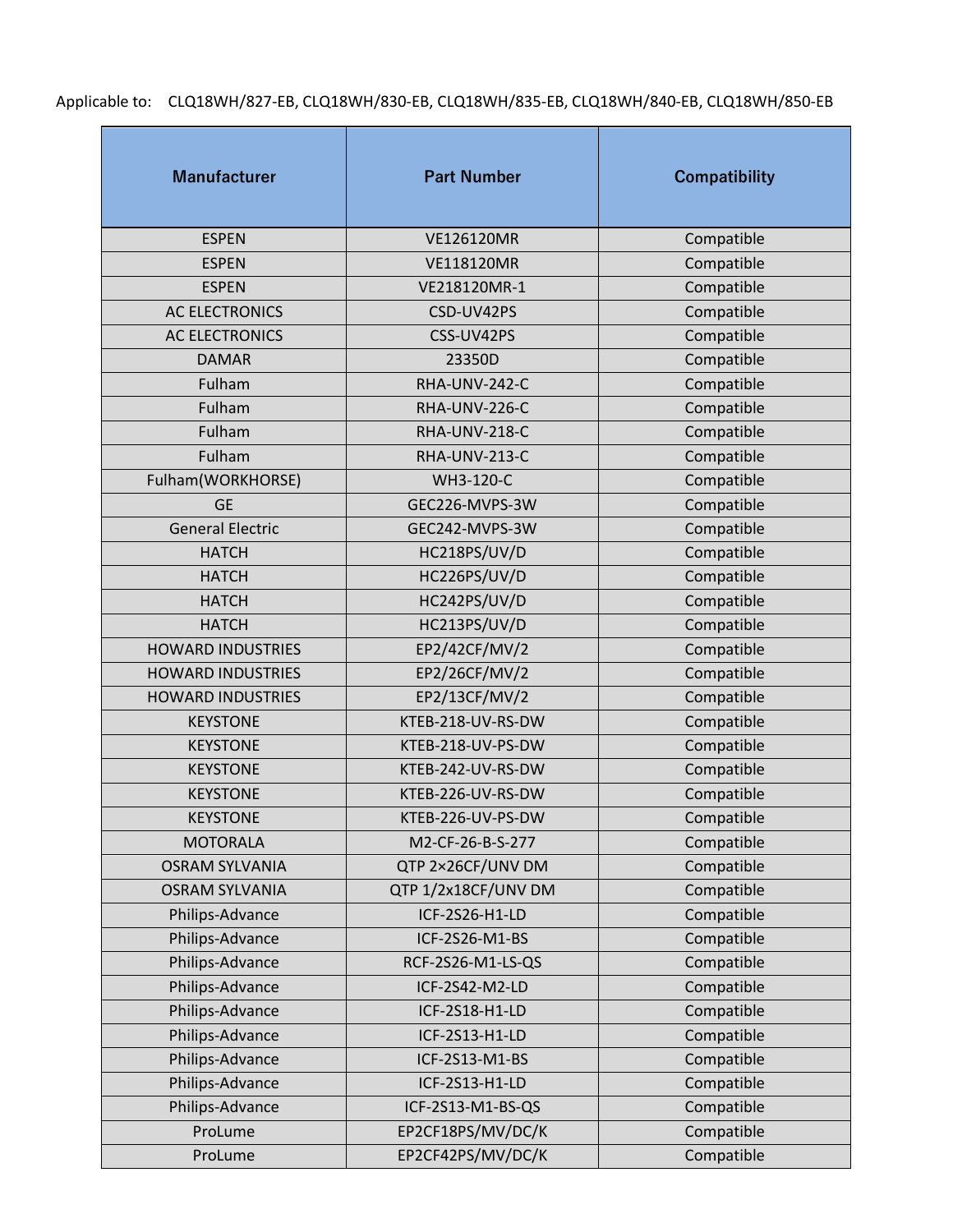Applicable to: CLQ18WH/827-EB, CLQ18WH/830-EB, CLQ18WH/835-EB, CLQ18WH/840-EB, CLQ18WH/850-EB

| Manufacturer | Part Number | Compatibility |
| --- | --- | --- |
| ESPEN | VE126120MR | Compatible |
| ESPEN | VE118120MR | Compatible |
| ESPEN | VE218120MR-1 | Compatible |
| AC ELECTRONICS | CSD-UV42PS | Compatible |
| AC ELECTRONICS | CSS-UV42PS | Compatible |
| DAMAR | 23350D | Compatible |
| Fulham | RHA-UNV-242-C | Compatible |
| Fulham | RHA-UNV-226-C | Compatible |
| Fulham | RHA-UNV-218-C | Compatible |
| Fulham | RHA-UNV-213-C | Compatible |
| Fulham(WORKHORSE) | WH3-120-C | Compatible |
| GE | GEC226-MVPS-3W | Compatible |
| General Electric | GEC242-MVPS-3W | Compatible |
| HATCH | HC218PS/UV/D | Compatible |
| HATCH | HC226PS/UV/D | Compatible |
| HATCH | HC242PS/UV/D | Compatible |
| HATCH | HC213PS/UV/D | Compatible |
| HOWARD INDUSTRIES | EP2/42CF/MV/2 | Compatible |
| HOWARD INDUSTRIES | EP2/26CF/MV/2 | Compatible |
| HOWARD INDUSTRIES | EP2/13CF/MV/2 | Compatible |
| KEYSTONE | KTEB-218-UV-RS-DW | Compatible |
| KEYSTONE | KTEB-218-UV-PS-DW | Compatible |
| KEYSTONE | KTEB-242-UV-RS-DW | Compatible |
| KEYSTONE | KTEB-226-UV-RS-DW | Compatible |
| KEYSTONE | KTEB-226-UV-PS-DW | Compatible |
| MOTORALA | M2-CF-26-B-S-277 | Compatible |
| OSRAM SYLVANIA | QTP 2×26CF/UNV DM | Compatible |
| OSRAM SYLVANIA | QTP 1/2x18CF/UNV DM | Compatible |
| Philips-Advance | ICF-2S26-H1-LD | Compatible |
| Philips-Advance | ICF-2S26-M1-BS | Compatible |
| Philips-Advance | RCF-2S26-M1-LS-QS | Compatible |
| Philips-Advance | ICF-2S42-M2-LD | Compatible |
| Philips-Advance | ICF-2S18-H1-LD | Compatible |
| Philips-Advance | ICF-2S13-H1-LD | Compatible |
| Philips-Advance | ICF-2S13-M1-BS | Compatible |
| Philips-Advance | ICF-2S13-H1-LD | Compatible |
| Philips-Advance | ICF-2S13-M1-BS-QS | Compatible |
| ProLume | EP2CF18PS/MV/DC/K | Compatible |
| ProLume | EP2CF42PS/MV/DC/K | Compatible |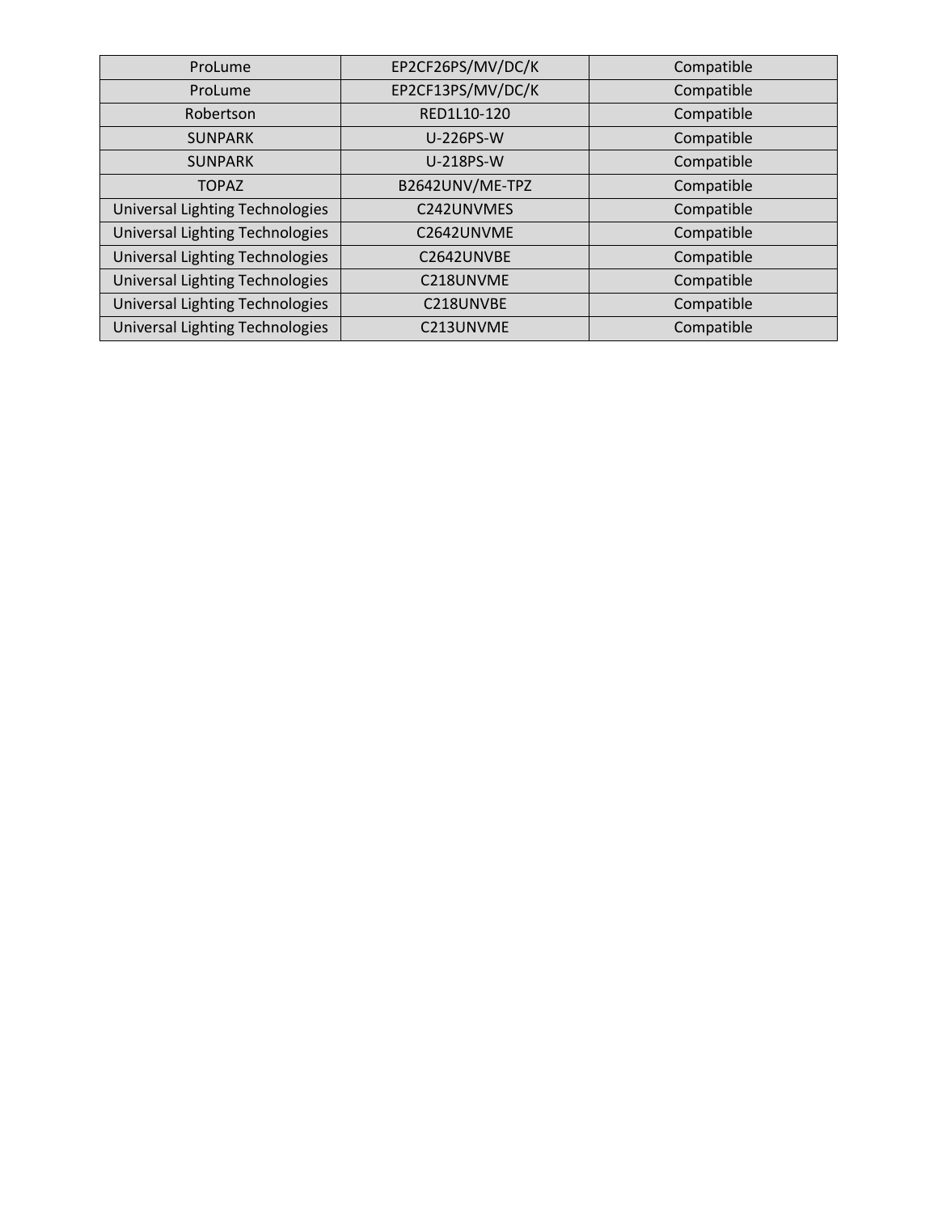| | | |
|---|---|---|
| ProLume | EP2CF26PS/MV/DC/K | Compatible |
| ProLume | EP2CF13PS/MV/DC/K | Compatible |
| Robertson | RED1L10-120 | Compatible |
| SUNPARK | U-226PS-W | Compatible |
| SUNPARK | U-218PS-W | Compatible |
| TOPAZ | B2642UNV/ME-TPZ | Compatible |
| Universal Lighting Technologies | C242UNVMES | Compatible |
| Universal Lighting Technologies | C2642UNVME | Compatible |
| Universal Lighting Technologies | C2642UNVBE | Compatible |
| Universal Lighting Technologies | C218UNVME | Compatible |
| Universal Lighting Technologies | C218UNVBE | Compatible |
| Universal Lighting Technologies | C213UNVME | Compatible |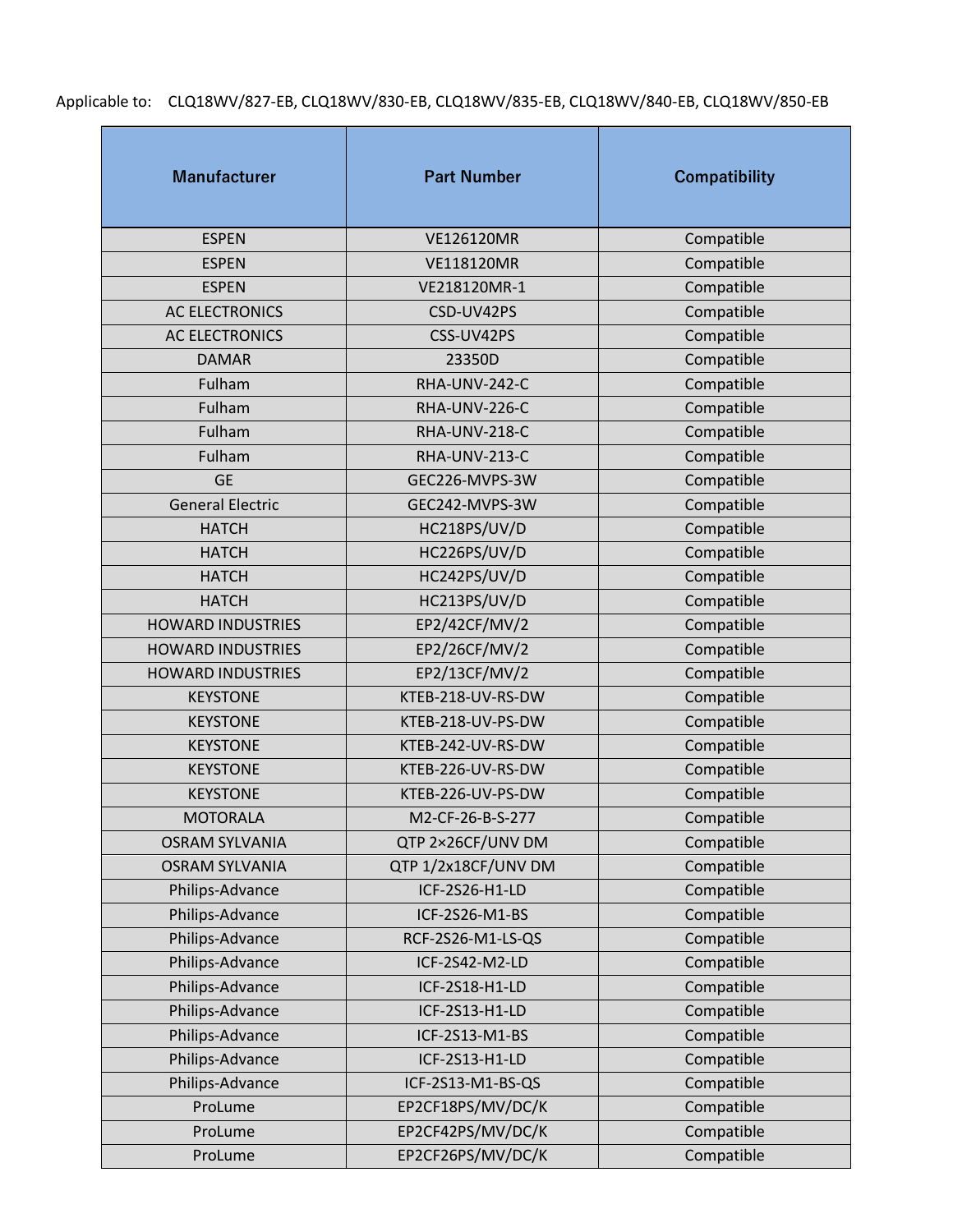Applicable to: CLQ18WV/827-EB, CLQ18WV/830-EB, CLQ18WV/835-EB, CLQ18WV/840-EB, CLQ18WV/850-EB

| Manufacturer | Part Number | Compatibility |
|---|---|---|
| ESPEN | VE126120MR | Compatible |
| ESPEN | VE118120MR | Compatible |
| ESPEN | VE218120MR-1 | Compatible |
| AC ELECTRONICS | CSD-UV42PS | Compatible |
| AC ELECTRONICS | CSS-UV42PS | Compatible |
| DAMAR | 23350D | Compatible |
| Fulham | RHA-UNV-242-C | Compatible |
| Fulham | RHA-UNV-226-C | Compatible |
| Fulham | RHA-UNV-218-C | Compatible |
| Fulham | RHA-UNV-213-C | Compatible |
| GE | GEC226-MVPS-3W | Compatible |
| General Electric | GEC242-MVPS-3W | Compatible |
| HATCH | HC218PS/UV/D | Compatible |
| HATCH | HC226PS/UV/D | Compatible |
| HATCH | HC242PS/UV/D | Compatible |
| HATCH | HC213PS/UV/D | Compatible |
| HOWARD INDUSTRIES | EP2/42CF/MV/2 | Compatible |
| HOWARD INDUSTRIES | EP2/26CF/MV/2 | Compatible |
| HOWARD INDUSTRIES | EP2/13CF/MV/2 | Compatible |
| KEYSTONE | KTEB-218-UV-RS-DW | Compatible |
| KEYSTONE | KTEB-218-UV-PS-DW | Compatible |
| KEYSTONE | KTEB-242-UV-RS-DW | Compatible |
| KEYSTONE | KTEB-226-UV-RS-DW | Compatible |
| KEYSTONE | KTEB-226-UV-PS-DW | Compatible |
| MOTORALA | M2-CF-26-B-S-277 | Compatible |
| OSRAM SYLVANIA | QTP 2×26CF/UNV DM | Compatible |
| OSRAM SYLVANIA | QTP 1/2x18CF/UNV DM | Compatible |
| Philips-Advance | ICF-2S26-H1-LD | Compatible |
| Philips-Advance | ICF-2S26-M1-BS | Compatible |
| Philips-Advance | RCF-2S26-M1-LS-QS | Compatible |
| Philips-Advance | ICF-2S42-M2-LD | Compatible |
| Philips-Advance | ICF-2S18-H1-LD | Compatible |
| Philips-Advance | ICF-2S13-H1-LD | Compatible |
| Philips-Advance | ICF-2S13-M1-BS | Compatible |
| Philips-Advance | ICF-2S13-H1-LD | Compatible |
| Philips-Advance | ICF-2S13-M1-BS-QS | Compatible |
| ProLume | EP2CF18PS/MV/DC/K | Compatible |
| ProLume | EP2CF42PS/MV/DC/K | Compatible |
| ProLume | EP2CF26PS/MV/DC/K | Compatible |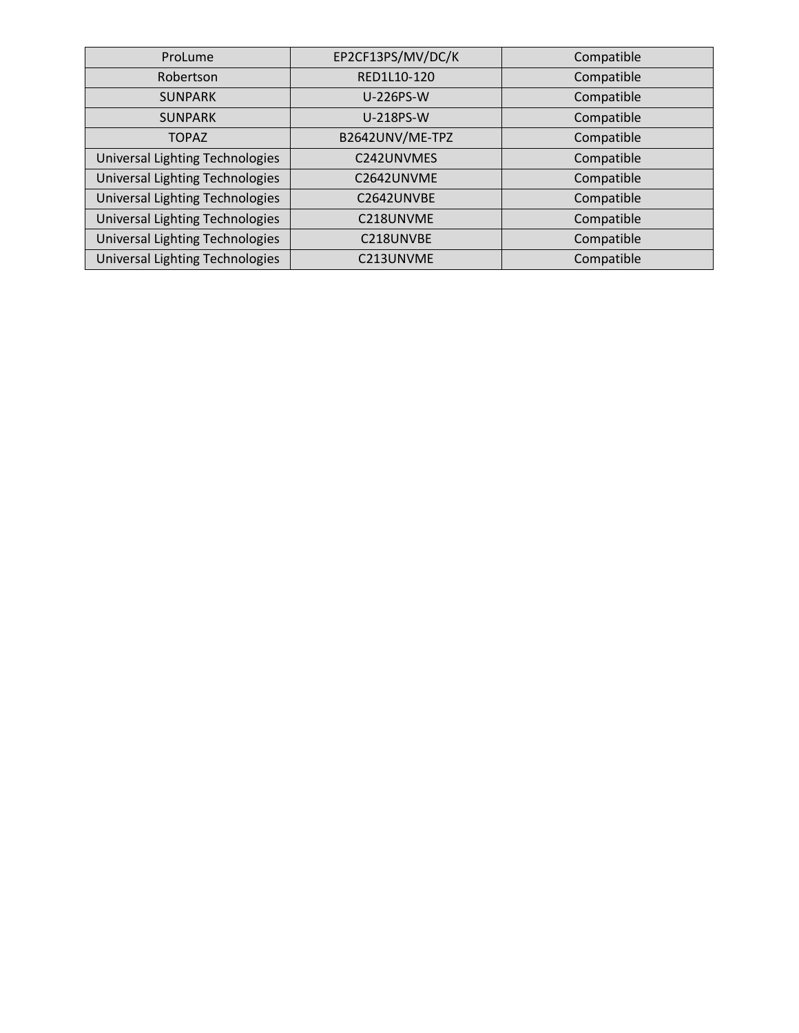| | | |
|---|---|---|
| ProLume | EP2CF13PS/MV/DC/K | Compatible |
| Robertson | RED1L10-120 | Compatible |
| SUNPARK | U-226PS-W | Compatible |
| SUNPARK | U-218PS-W | Compatible |
| TOPAZ | B2642UNV/ME-TPZ | Compatible |
| Universal Lighting Technologies | C242UNVMES | Compatible |
| Universal Lighting Technologies | C2642UNVME | Compatible |
| Universal Lighting Technologies | C2642UNVBE | Compatible |
| Universal Lighting Technologies | C218UNVME | Compatible |
| Universal Lighting Technologies | C218UNVBE | Compatible |
| Universal Lighting Technologies | C213UNVME | Compatible |